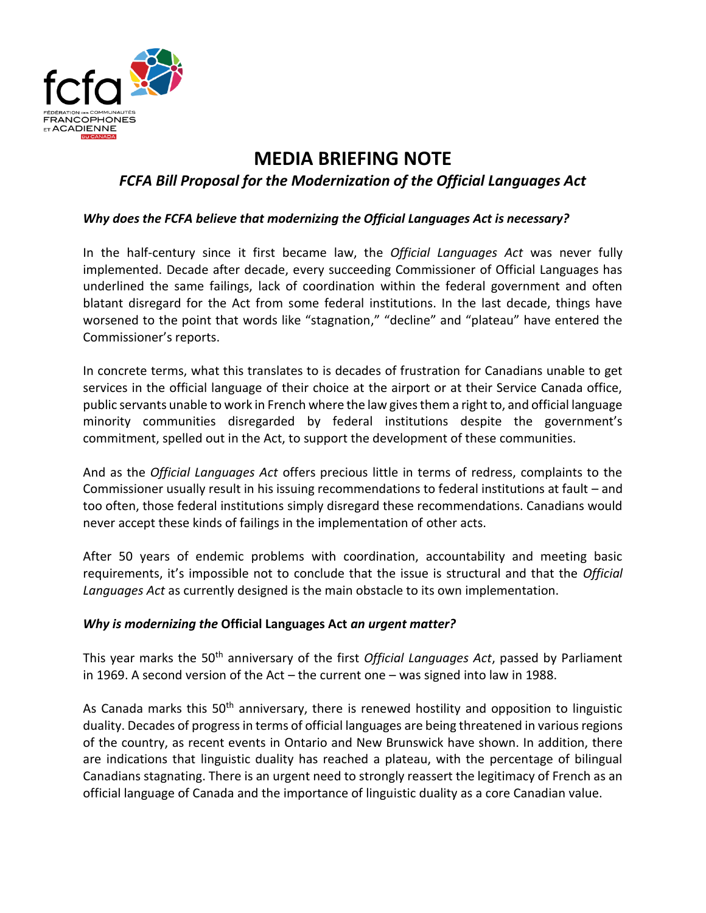# MEDIA BRIEFING NOTE

## *FCFA Bill Proposal for the Modernization of the Official Languages Act*

### *Why does the FCFA believe that modernizing the Official Languages Act is necessary?*

In the half-century since it first became law, the *Official Languages Act* was never fully implemented. Decade after decade, every succeeding Commissioner of Official Languages has underlined the same failings, lack of coordination within the federal government and often blatant disregard for the Act from some federal institutions. In the last decade, things have worsened to the point that words like "stagnation," "decline" and "plateau" have entered the Commissioner's reports.

In concrete terms, what this translates to is decades of frustration for Canadians unable to get services in the official language of their choice at the airport or at their Service Canada office, public servants unable to work in French where the law gives them a right to, and official language minority communities disregarded by federal institutions despite the government's commitment, spelled out in the Act, to support the development of these communities.

And as the *Official Languages Act* offers precious little in terms of redress, complaints to the Commissioner usually result in his issuing recommendations to federal institutions at fault – and too often, those federal institutions simply disregard these recommendations. Canadians would never accept these kinds of failings in the implementation of other acts.

After 50 years of endemic problems with coordination, accountability and meeting basic requirements, it's impossible not to conclude that the issue is structural and that the *Official Languages Act* as currently designed is the main obstacle to its own implementation.

### *Why is modernizing the* Official Languages Act *an urgent matter?*

This year marks the 50th anniversary of the first *Official Languages Act*, passed by Parliament in 1969. A second version of the Act – the current one – was signed into law in 1988.

As Canada marks this 50th anniversary, there is renewed hostility and opposition to linguistic duality. Decades of progress in terms of official languages are being threatened in various regions of the country, as recent events in Ontario and New Brunswick have shown. In addition, there are indications that linguistic duality has reached a plateau, with the percentage of bilingual Canadians stagnating. There is an urgent need to strongly reassert the legitimacy of French as an official language of Canada and the importance of linguistic duality as a core Canadian value.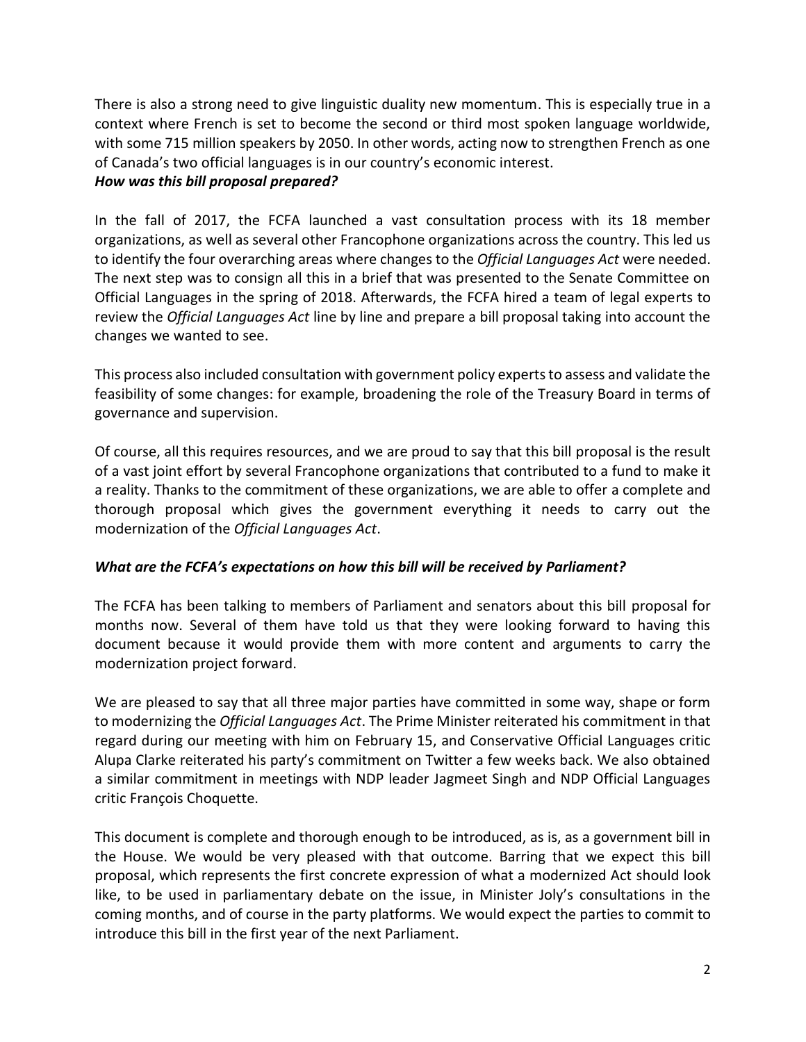There is also a strong need to give linguistic duality new momentum. This is especially true in a context where French is set to become the second or third most spoken language worldwide, with some 715 million speakers by 2050. In other words, acting now to strengthen French as one of Canada's two official languages is in our country's economic interest.

***How was this bill proposal prepared?***

In the fall of 2017, the FCFA launched a vast consultation process with its 18 member organizations, as well as several other Francophone organizations across the country. This led us to identify the four overarching areas where changes to the *Official Languages Act* were needed. The next step was to consign all this in a brief that was presented to the Senate Committee on Official Languages in the spring of 2018. Afterwards, the FCFA hired a team of legal experts to review the *Official Languages Act* line by line and prepare a bill proposal taking into account the changes we wanted to see.

This process also included consultation with government policy experts to assess and validate the feasibility of some changes: for example, broadening the role of the Treasury Board in terms of governance and supervision.

Of course, all this requires resources, and we are proud to say that this bill proposal is the result of a vast joint effort by several Francophone organizations that contributed to a fund to make it a reality. Thanks to the commitment of these organizations, we are able to offer a complete and thorough proposal which gives the government everything it needs to carry out the modernization of the *Official Languages Act*.

***What are the FCFA's expectations on how this bill will be received by Parliament?***

The FCFA has been talking to members of Parliament and senators about this bill proposal for months now. Several of them have told us that they were looking forward to having this document because it would provide them with more content and arguments to carry the modernization project forward.

We are pleased to say that all three major parties have committed in some way, shape or form to modernizing the *Official Languages Act*. The Prime Minister reiterated his commitment in that regard during our meeting with him on February 15, and Conservative Official Languages critic Alupa Clarke reiterated his party's commitment on Twitter a few weeks back. We also obtained a similar commitment in meetings with NDP leader Jagmeet Singh and NDP Official Languages critic François Choquette.

This document is complete and thorough enough to be introduced, as is, as a government bill in the House. We would be very pleased with that outcome. Barring that we expect this bill proposal, which represents the first concrete expression of what a modernized Act should look like, to be used in parliamentary debate on the issue, in Minister Joly's consultations in the coming months, and of course in the party platforms. We would expect the parties to commit to introduce this bill in the first year of the next Parliament.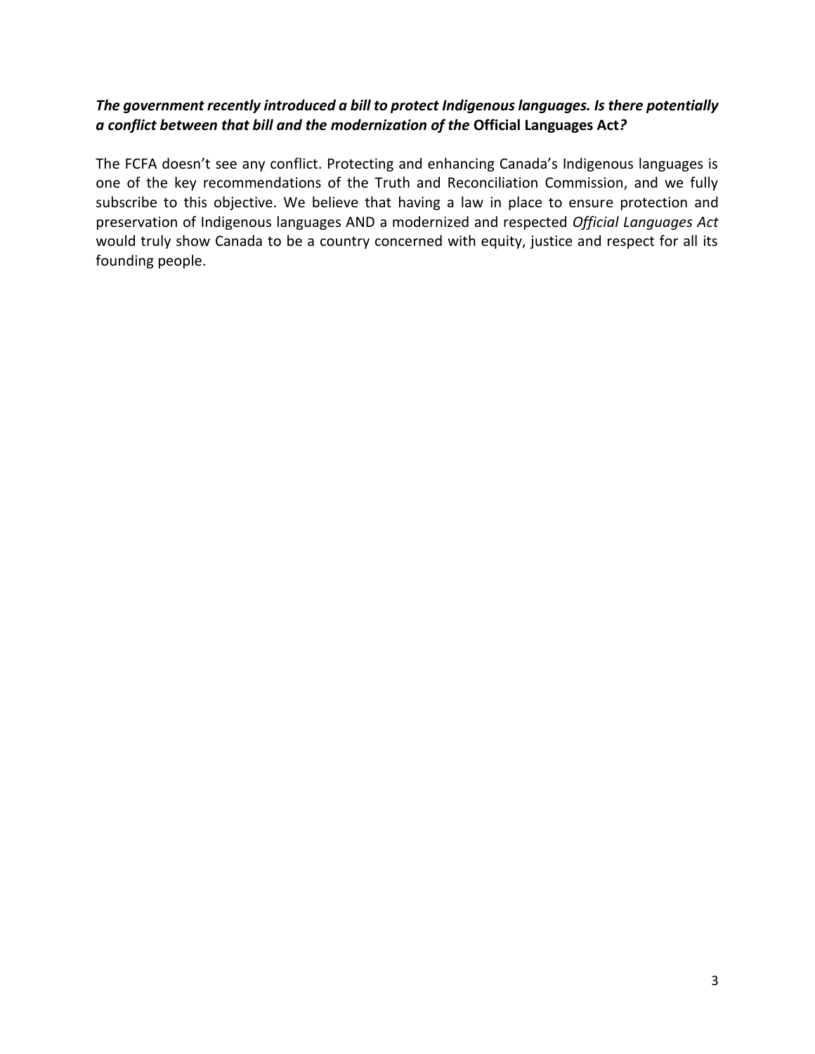***The government recently introduced a bill to protect Indigenous languages. Is there potentially a conflict between that bill and the modernization of the* Official Languages Act*?***

The FCFA doesn't see any conflict. Protecting and enhancing Canada's Indigenous languages is one of the key recommendations of the Truth and Reconciliation Commission, and we fully subscribe to this objective. We believe that having a law in place to ensure protection and preservation of Indigenous languages AND a modernized and respected *Official Languages Act* would truly show Canada to be a country concerned with equity, justice and respect for all its founding people.